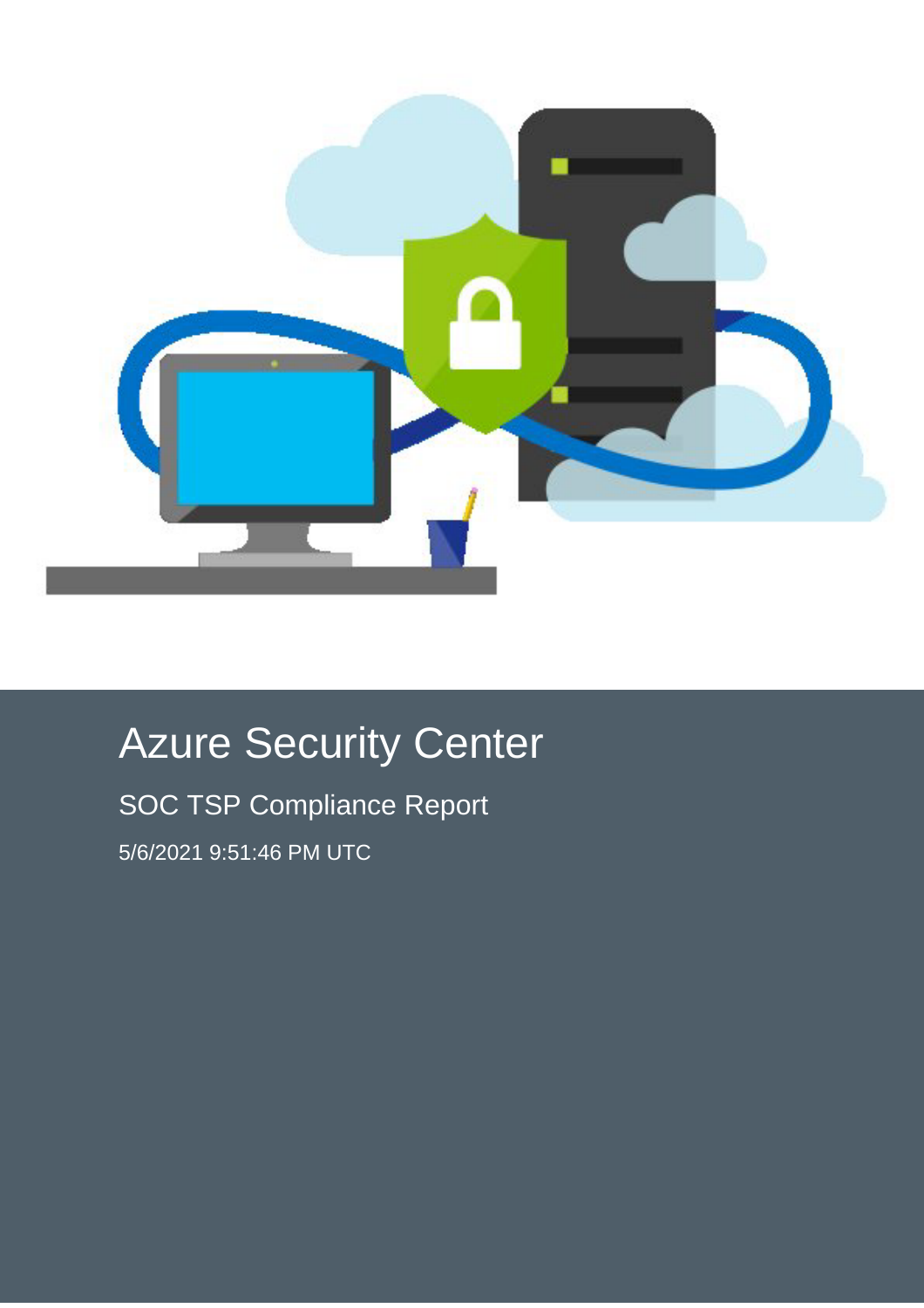# Azure Security Center

## SOC TSP Compliance Report

5/6/2021 9:51:46 PM UTC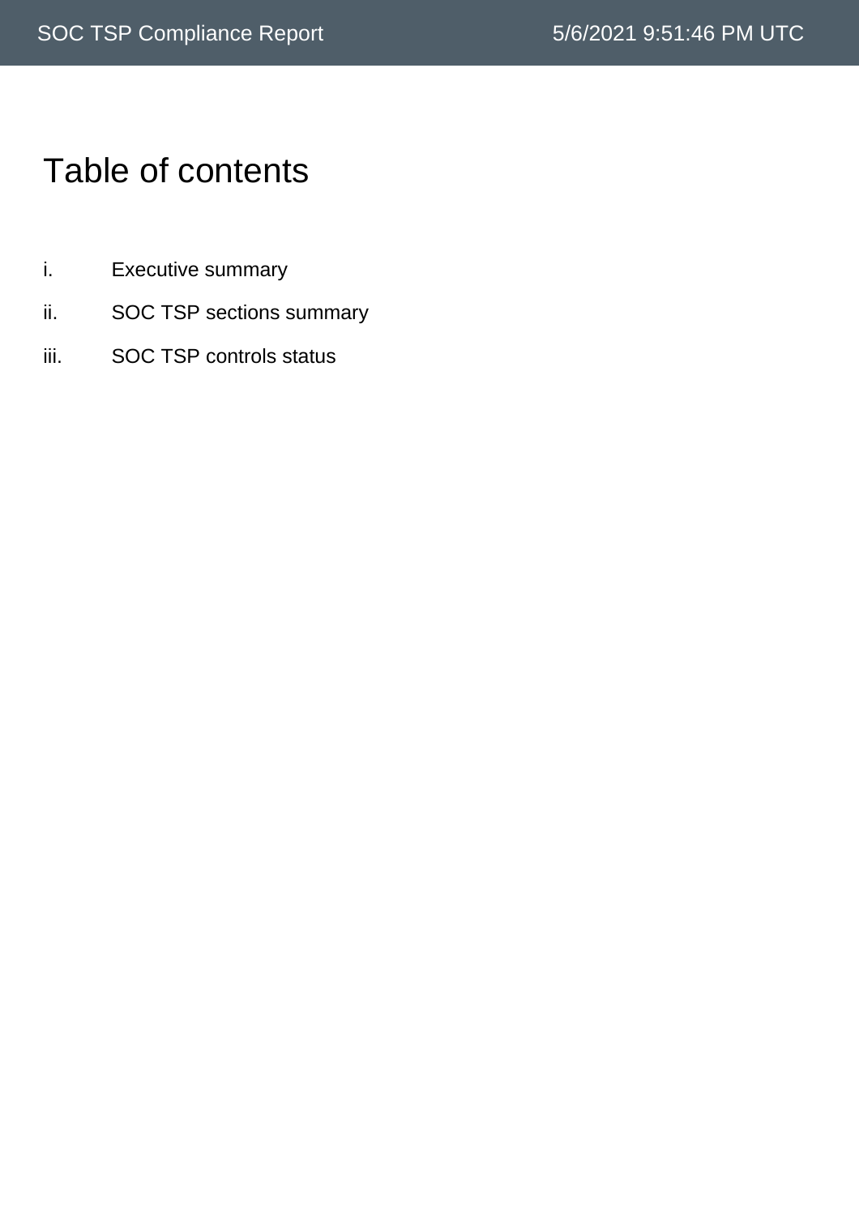# Table of contents

i. Executive summary

ii. SOC TSP sections summary

iii. SOC TSP controls status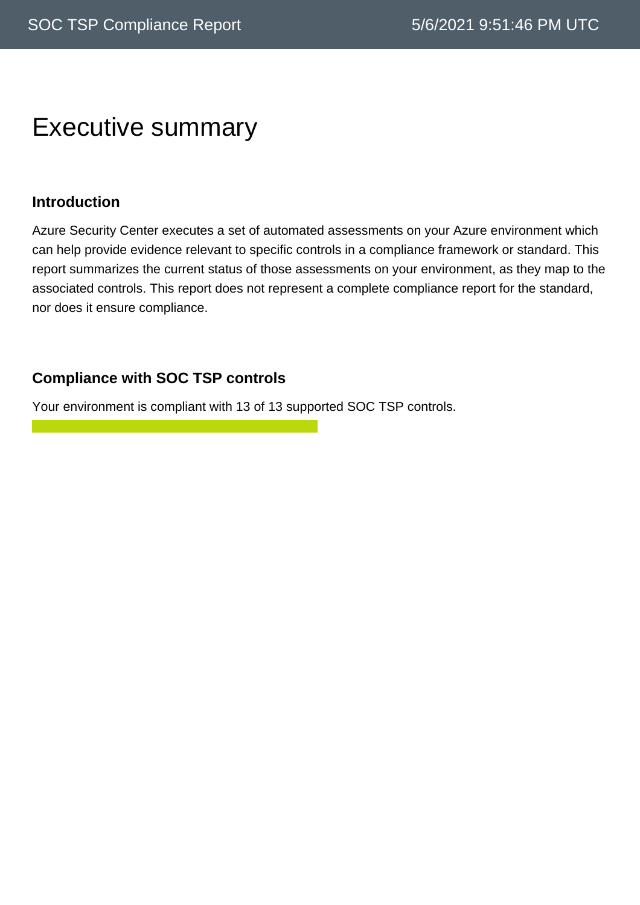# Executive summary

### Introduction

Azure Security Center executes a set of automated assessments on your Azure environment which can help provide evidence relevant to specific controls in a compliance framework or standard. This report summarizes the current status of those assessments on your environment, as they map to the associated controls. This report does not represent a complete compliance report for the standard, nor does it ensure compliance.

### Compliance with SOC TSP controls

Your environment is compliant with 13 of 13 supported SOC TSP controls.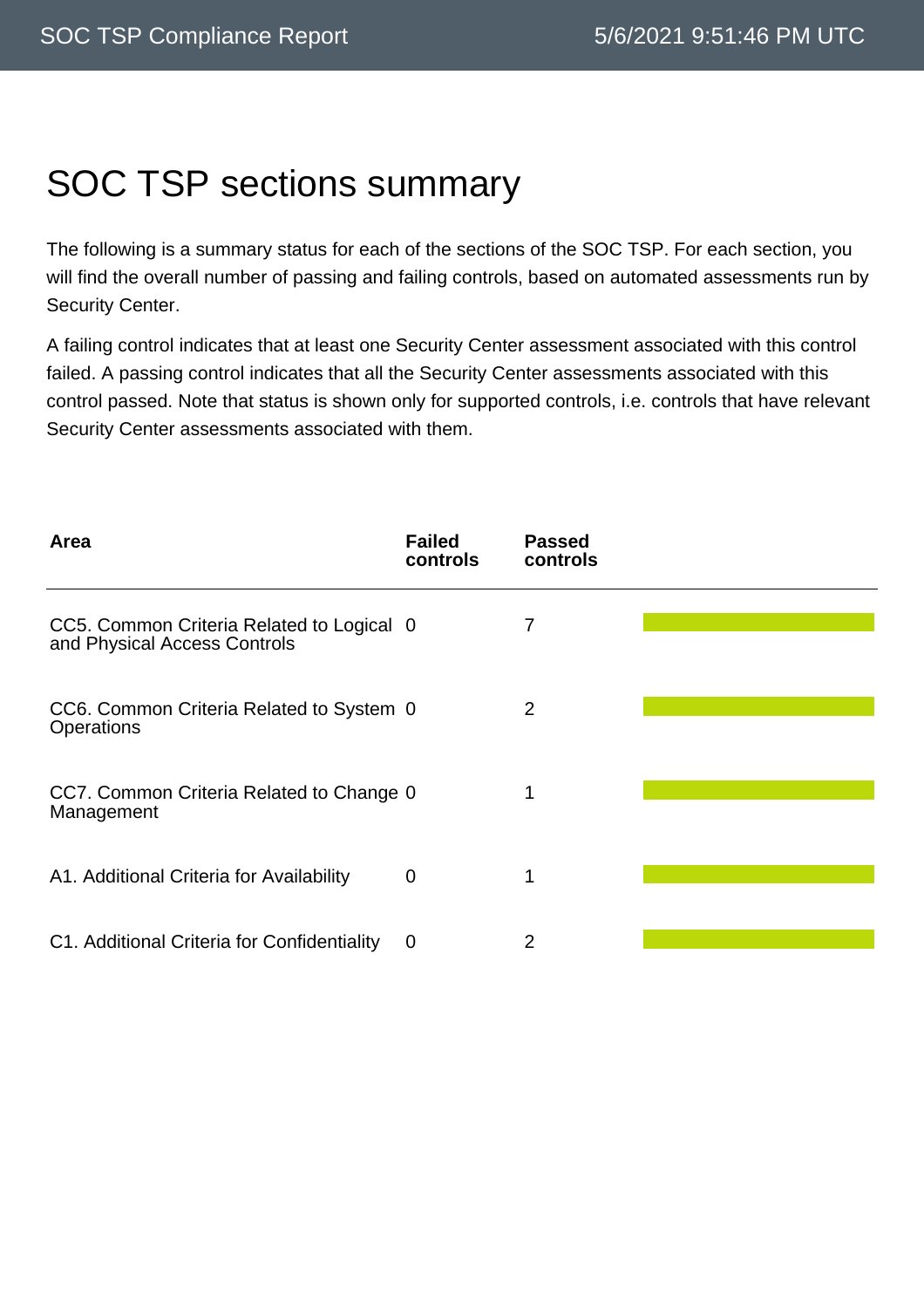# SOC TSP sections summary

The following is a summary status for each of the sections of the SOC TSP. For each section, you will find the overall number of passing and failing controls, based on automated assessments run by Security Center.

A failing control indicates that at least one Security Center assessment associated with this control failed. A passing control indicates that all the Security Center assessments associated with this control passed. Note that status is shown only for supported controls, i.e. controls that have relevant Security Center assessments associated with them.

| Area | Failed controls | Passed controls |
| --- | --- | --- |
| CC5. Common Criteria Related to Logical and Physical Access Controls | 0 | 7 |
| CC6. Common Criteria Related to System Operations | 0 | 2 |
| CC7. Common Criteria Related to Change Management | 0 | 1 |
| A1. Additional Criteria for Availability | 0 | 1 |
| C1. Additional Criteria for Confidentiality | 0 | 2 |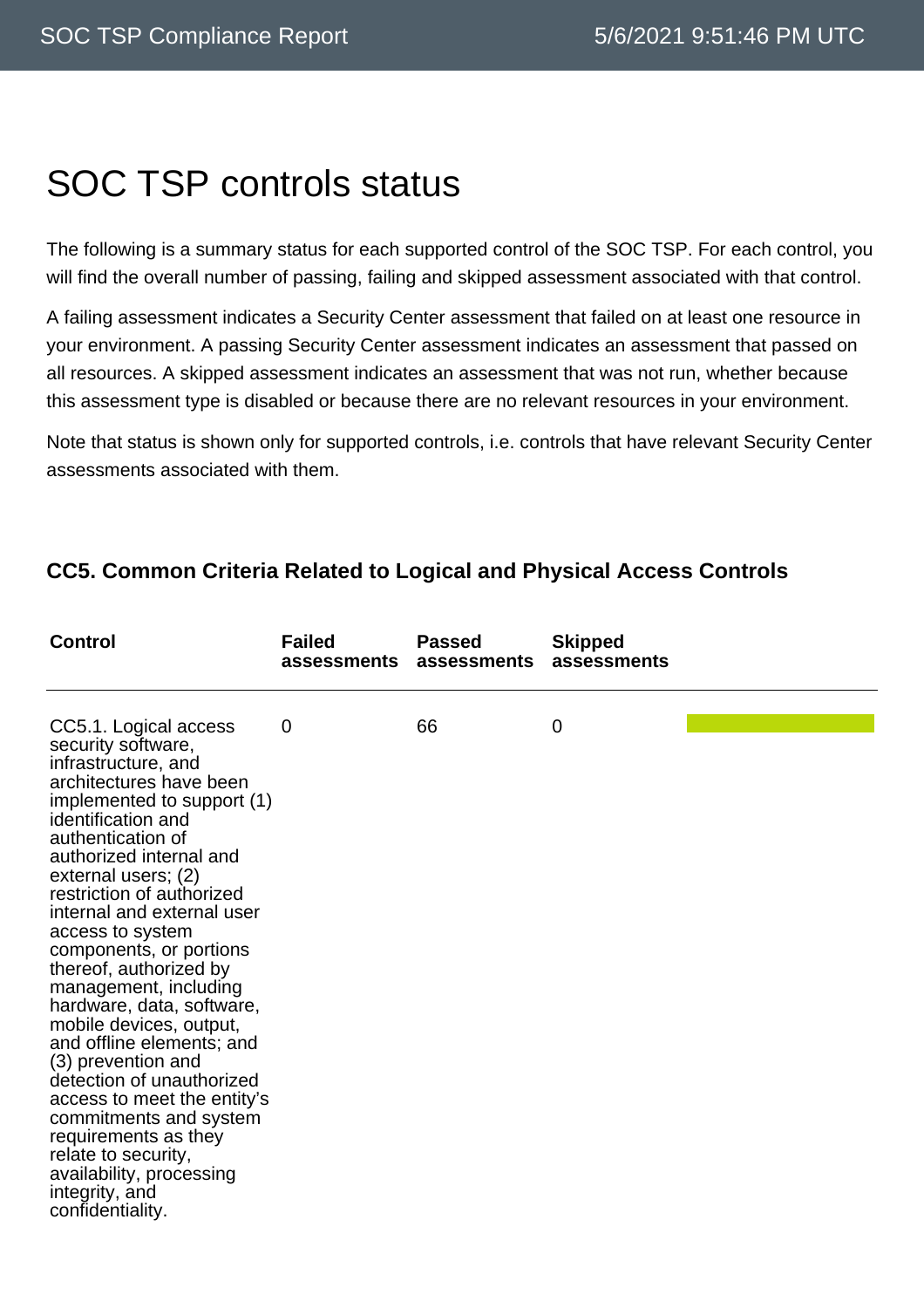# SOC TSP controls status

The following is a summary status for each supported control of the SOC TSP. For each control, you will find the overall number of passing, failing and skipped assessment associated with that control.

A failing assessment indicates a Security Center assessment that failed on at least one resource in your environment. A passing Security Center assessment indicates an assessment that passed on all resources. A skipped assessment indicates an assessment that was not run, whether because this assessment type is disabled or because there are no relevant resources in your environment.

Note that status is shown only for supported controls, i.e. controls that have relevant Security Center assessments associated with them.

### CC5. Common Criteria Related to Logical and Physical Access Controls

| Control | Failed assessments | Passed assessments | Skipped assessments |
|---|---|---|---|
| CC5.1. Logical access security software, infrastructure, and architectures have been implemented to support (1) identification and authentication of authorized internal and external users; (2) restriction of authorized internal and external user access to system components, or portions thereof, authorized by management, including hardware, data, software, mobile devices, output, and offline elements; and (3) prevention and detection of unauthorized access to meet the entity's commitments and system requirements as they relate to security, availability, processing integrity, and confidentiality. | 0 | 66 | 0 |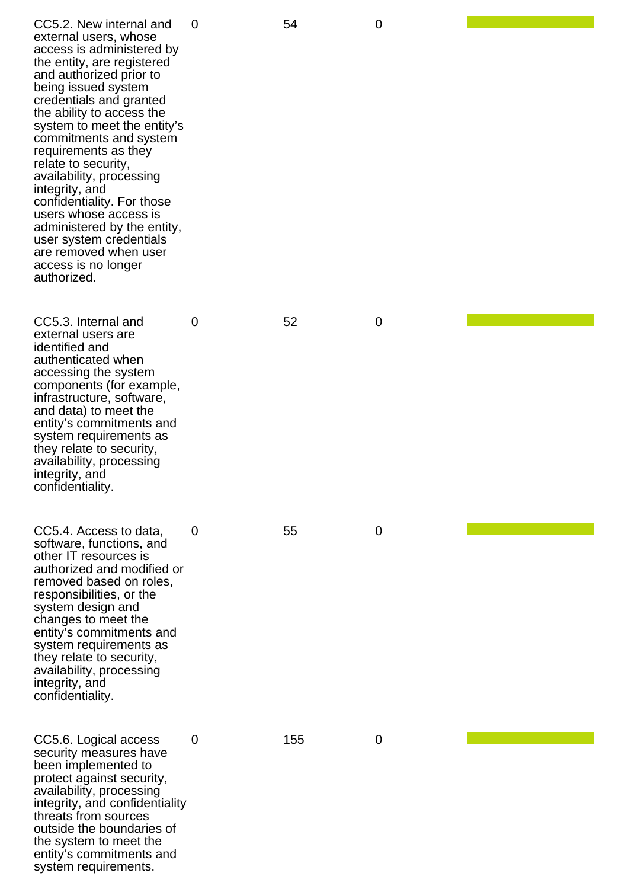| | | | | |
|---|---|---|---|---|
| CC5.2. New internal and external users, whose access is administered by the entity, are registered and authorized prior to being issued system credentials and granted the ability to access the system to meet the entity's commitments and system requirements as they relate to security, availability, processing integrity, and confidentiality. For those users whose access is administered by the entity, user system credentials are removed when user access is no longer authorized. | 0 | 54 | 0 | |
| CC5.3. Internal and external users are identified and authenticated when accessing the system components (for example, infrastructure, software, and data) to meet the entity's commitments and system requirements as they relate to security, availability, processing integrity, and confidentiality. | 0 | 52 | 0 | |
| CC5.4. Access to data, software, functions, and other IT resources is authorized and modified or removed based on roles, responsibilities, or the system design and changes to meet the entity's commitments and system requirements as they relate to security, availability, processing integrity, and confidentiality. | 0 | 55 | 0 | |
| CC5.6. Logical access security measures have been implemented to protect against security, availability, processing integrity, and confidentiality threats from sources outside the boundaries of the system to meet the entity's commitments and system requirements. | 0 | 155 | 0 | |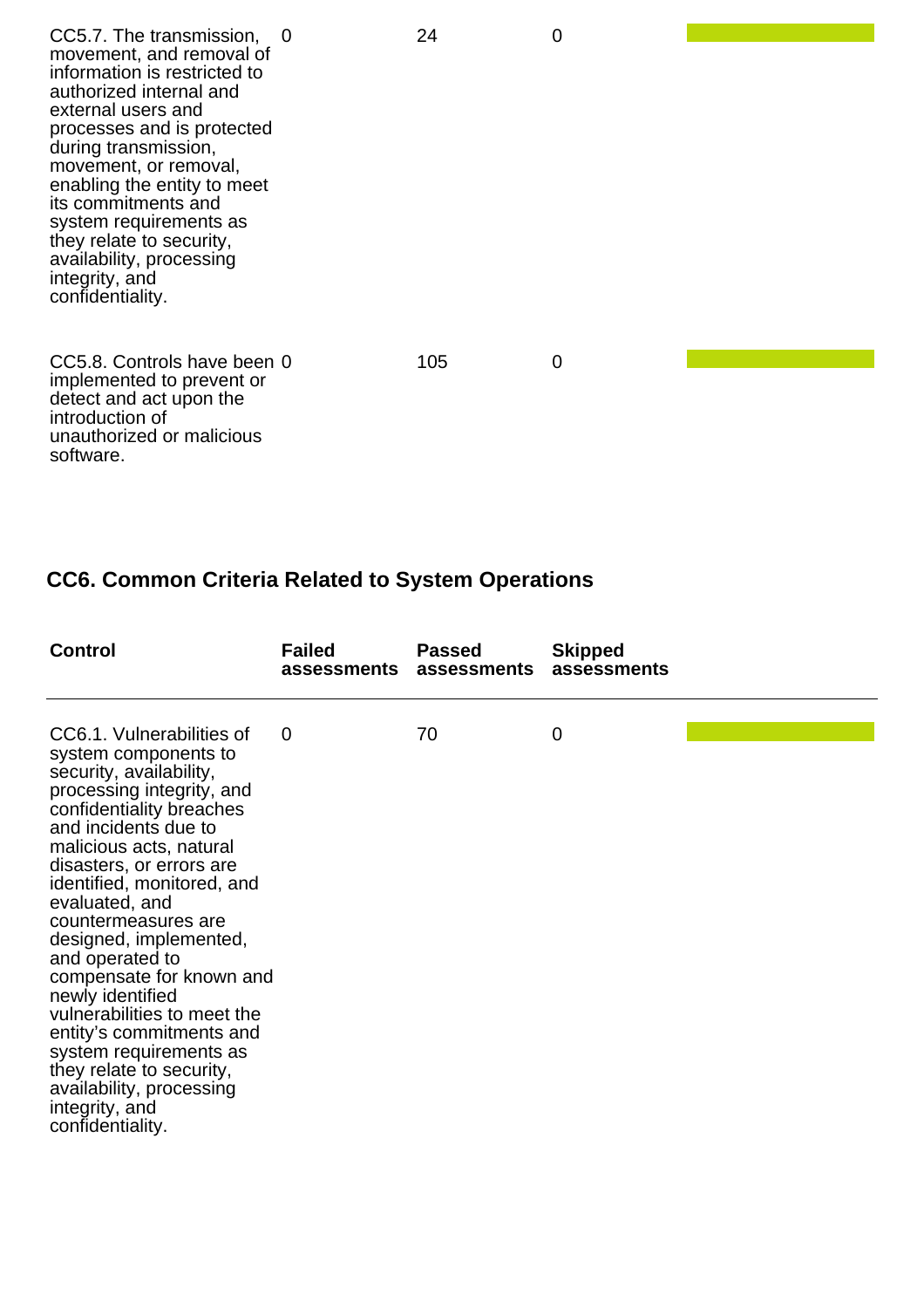| Control | Failed assessments | Passed assessments | Skipped assessments | |
|---|---|---|---|---|
| CC5.7. The transmission, movement, and removal of information is restricted to authorized internal and external users and processes and is protected during transmission, movement, or removal, enabling the entity to meet its commitments and system requirements as they relate to security, availability, processing integrity, and confidentiality. | 0 | 24 | 0 | |
| CC5.8. Controls have been implemented to prevent or detect and act upon the introduction of unauthorized or malicious software. | 0 | 105 | 0 | |

## CC6. Common Criteria Related to System Operations

| Control | Failed assessments | Passed assessments | Skipped assessments | |
|---|---|---|---|---|
| CC6.1. Vulnerabilities of system components to security, availability, processing integrity, and confidentiality breaches and incidents due to malicious acts, natural disasters, or errors are identified, monitored, and evaluated, and countermeasures are designed, implemented, and operated to compensate for known and newly identified vulnerabilities to meet the entity's commitments and system requirements as they relate to security, availability, processing integrity, and confidentiality. | 0 | 70 | 0 | |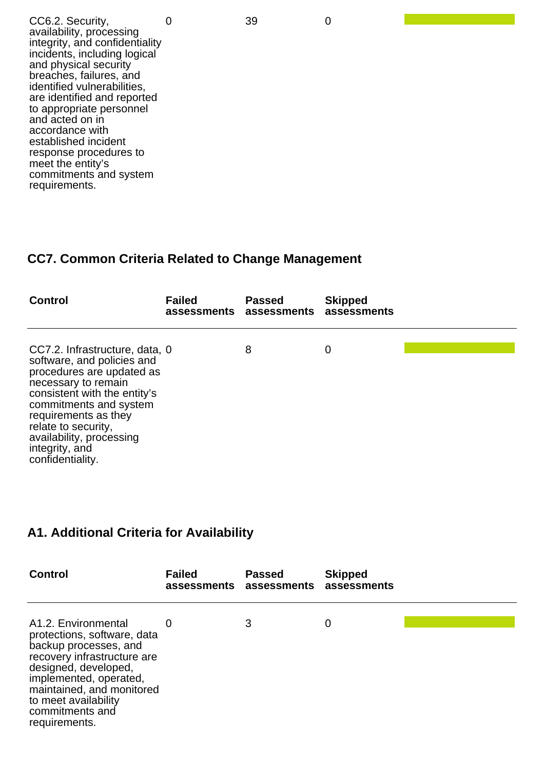| | | | | |
|---|---|---|---|---|
| CC6.2. Security, availability, processing integrity, and confidentiality incidents, including logical and physical security breaches, failures, and identified vulnerabilities, are identified and reported to appropriate personnel and acted on in accordance with established incident response procedures to meet the entity's commitments and system requirements. | 0 | 39 | 0 | |

## CC7. Common Criteria Related to Change Management

| Control | Failed assessments | Passed assessments | Skipped assessments | |
|---|---|---|---|---|
| CC7.2. Infrastructure, data, software, and policies and procedures are updated as necessary to remain consistent with the entity's commitments and system requirements as they relate to security, availability, processing integrity, and confidentiality. | 0 | 8 | 0 | |

## A1. Additional Criteria for Availability

| Control | Failed assessments | Passed assessments | Skipped assessments | |
|---|---|---|---|---|
| A1.2. Environmental protections, software, data backup processes, and recovery infrastructure are designed, developed, implemented, operated, maintained, and monitored to meet availability commitments and requirements. | 0 | 3 | 0 | |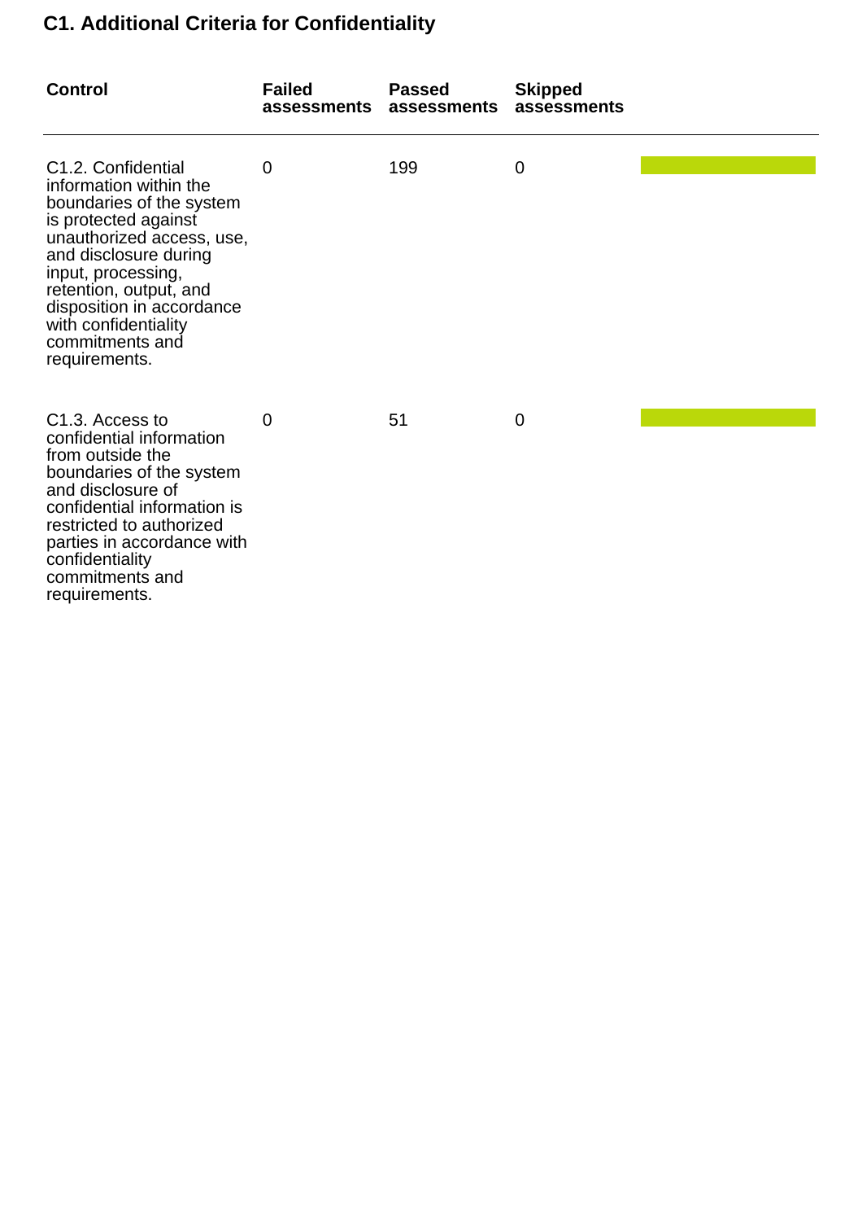## C1. Additional Criteria for Confidentiality

| Control | Failed assessments | Passed assessments | Skipped assessments | |
|---|---|---|---|---|
| C1.2. Confidential information within the boundaries of the system is protected against unauthorized access, use, and disclosure during input, processing, retention, output, and disposition in accordance with confidentiality commitments and requirements. | 0 | 199 | 0 | |
| C1.3. Access to confidential information from outside the boundaries of the system and disclosure of confidential information is restricted to authorized parties in accordance with confidentiality commitments and requirements. | 0 | 51 | 0 | |